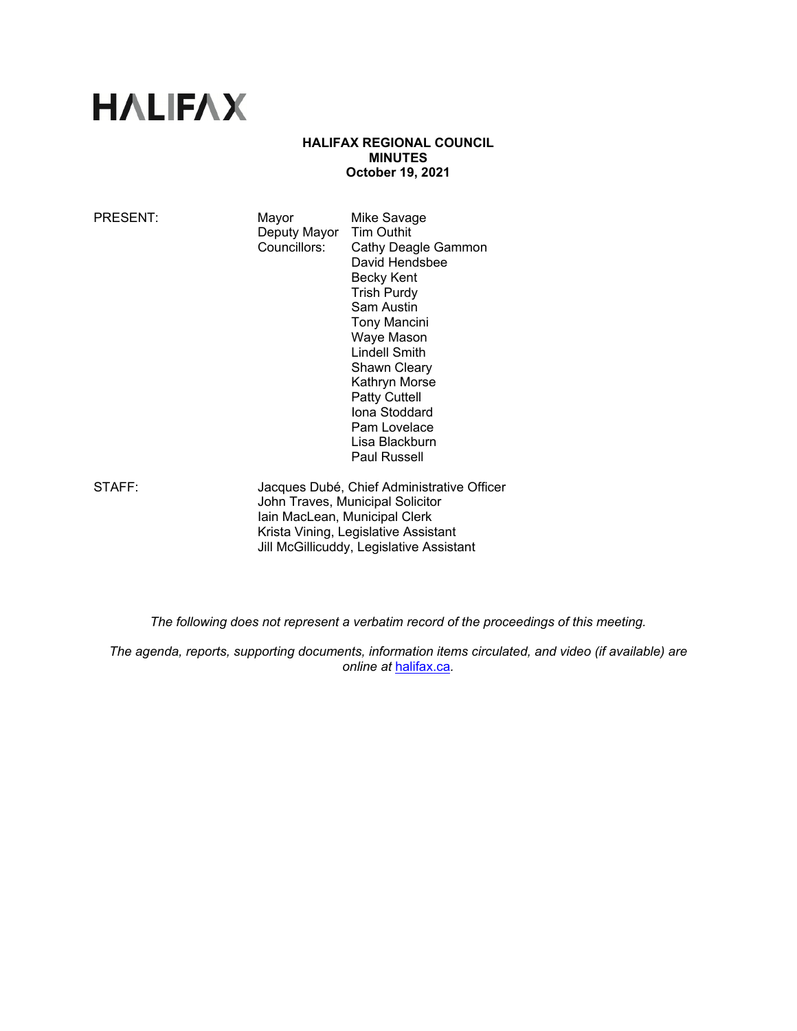# HALIFAX

**HALIFAX REGIONAL COUNCIL**
**MINUTES**
**October 19, 2021**

| | | |
|---|---|---|
| PRESENT: | Mayor | Mike Savage |
| | Deputy Mayor | Tim Outhit |
| | Councillors: | Cathy Deagle Gammon |
| | | David Hendsbee |
| | | Becky Kent |
| | | Trish Purdy |
| | | Sam Austin |
| | | Tony Mancini |
| | | Waye Mason |
| | | Lindell Smith |
| | | Shawn Cleary |
| | | Kathryn Morse |
| | | Patty Cuttell |
| | | Iona Stoddard |
| | | Pam Lovelace |
| | | Lisa Blackburn |
| | | Paul Russell |

| | |
|---|---|
| STAFF: | Jacques Dubé, Chief Administrative Officer |
| | John Traves, Municipal Solicitor |
| | Iain MacLean, Municipal Clerk |
| | Krista Vining, Legislative Assistant |
| | Jill McGillicuddy, Legislative Assistant |

*The following does not represent a verbatim record of the proceedings of this meeting.*

*The agenda, reports, supporting documents, information items circulated, and video (if available) are online at [halifax.ca](halifax.ca).*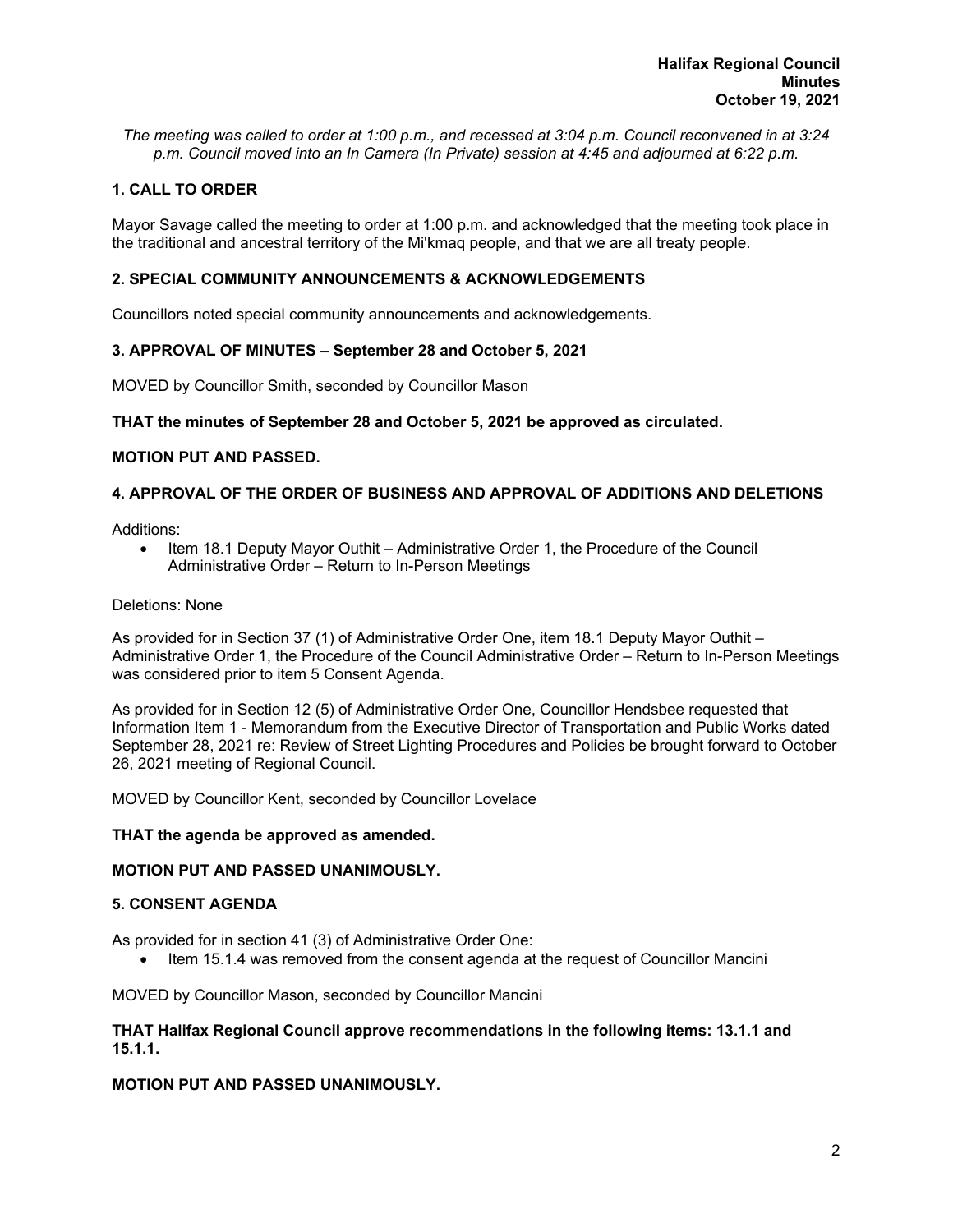**Halifax Regional Council**
**Minutes**
**October 19, 2021**

*The meeting was called to order at 1:00 p.m., and recessed at 3:04 p.m. Council reconvened in at 3:24 p.m. Council moved into an In Camera (In Private) session at 4:45 and adjourned at 6:22 p.m.*

## 1. CALL TO ORDER

Mayor Savage called the meeting to order at 1:00 p.m. and acknowledged that the meeting took place in the traditional and ancestral territory of the Mi'kmaq people, and that we are all treaty people.

## 2. SPECIAL COMMUNITY ANNOUNCEMENTS & ACKNOWLEDGEMENTS

Councillors noted special community announcements and acknowledgements.

## 3. APPROVAL OF MINUTES – September 28 and October 5, 2021

MOVED by Councillor Smith, seconded by Councillor Mason

**THAT the minutes of September 28 and October 5, 2021 be approved as circulated.**

**MOTION PUT AND PASSED.**

## 4. APPROVAL OF THE ORDER OF BUSINESS AND APPROVAL OF ADDITIONS AND DELETIONS

Additions:

- Item 18.1 Deputy Mayor Outhit – Administrative Order 1, the Procedure of the Council Administrative Order – Return to In-Person Meetings

Deletions: None

As provided for in Section 37 (1) of Administrative Order One, item 18.1 Deputy Mayor Outhit – Administrative Order 1, the Procedure of the Council Administrative Order – Return to In-Person Meetings was considered prior to item 5 Consent Agenda.

As provided for in Section 12 (5) of Administrative Order One, Councillor Hendsbee requested that Information Item 1 - Memorandum from the Executive Director of Transportation and Public Works dated September 28, 2021 re: Review of Street Lighting Procedures and Policies be brought forward to October 26, 2021 meeting of Regional Council.

MOVED by Councillor Kent, seconded by Councillor Lovelace

**THAT the agenda be approved as amended.**

**MOTION PUT AND PASSED UNANIMOUSLY.**

## 5. CONSENT AGENDA

As provided for in section 41 (3) of Administrative Order One:

- Item 15.1.4 was removed from the consent agenda at the request of Councillor Mancini

MOVED by Councillor Mason, seconded by Councillor Mancini

**THAT Halifax Regional Council approve recommendations in the following items: 13.1.1 and 15.1.1.**

**MOTION PUT AND PASSED UNANIMOUSLY.**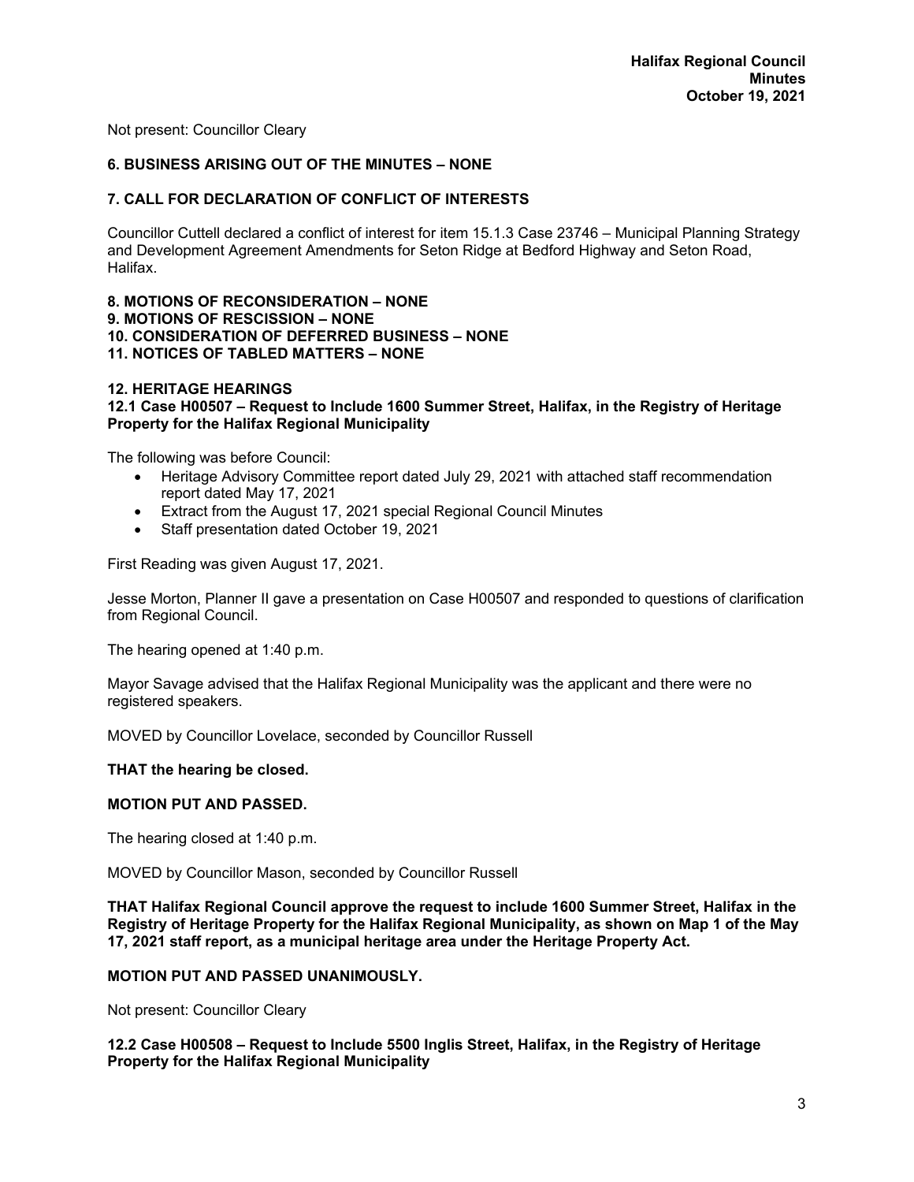Not present: Councillor Cleary

**6. BUSINESS ARISING OUT OF THE MINUTES – NONE**

**7. CALL FOR DECLARATION OF CONFLICT OF INTERESTS**

Councillor Cuttell declared a conflict of interest for item 15.1.3 Case 23746 – Municipal Planning Strategy and Development Agreement Amendments for Seton Ridge at Bedford Highway and Seton Road, Halifax.

**8. MOTIONS OF RECONSIDERATION – NONE**
**9. MOTIONS OF RESCISSION – NONE**
**10. CONSIDERATION OF DEFERRED BUSINESS – NONE**
**11. NOTICES OF TABLED MATTERS – NONE**

**12. HERITAGE HEARINGS**
**12.1 Case H00507 – Request to Include 1600 Summer Street, Halifax, in the Registry of Heritage Property for the Halifax Regional Municipality**

The following was before Council:

- Heritage Advisory Committee report dated July 29, 2021 with attached staff recommendation report dated May 17, 2021
- Extract from the August 17, 2021 special Regional Council Minutes
- Staff presentation dated October 19, 2021

First Reading was given August 17, 2021.

Jesse Morton, Planner II gave a presentation on Case H00507 and responded to questions of clarification from Regional Council.

The hearing opened at 1:40 p.m.

Mayor Savage advised that the Halifax Regional Municipality was the applicant and there were no registered speakers.

MOVED by Councillor Lovelace, seconded by Councillor Russell

**THAT the hearing be closed.**

**MOTION PUT AND PASSED.**

The hearing closed at 1:40 p.m.

MOVED by Councillor Mason, seconded by Councillor Russell

**THAT Halifax Regional Council approve the request to include 1600 Summer Street, Halifax in the Registry of Heritage Property for the Halifax Regional Municipality, as shown on Map 1 of the May 17, 2021 staff report, as a municipal heritage area under the Heritage Property Act.**

**MOTION PUT AND PASSED UNANIMOUSLY.**

Not present: Councillor Cleary

**12.2 Case H00508 – Request to Include 5500 Inglis Street, Halifax, in the Registry of Heritage Property for the Halifax Regional Municipality**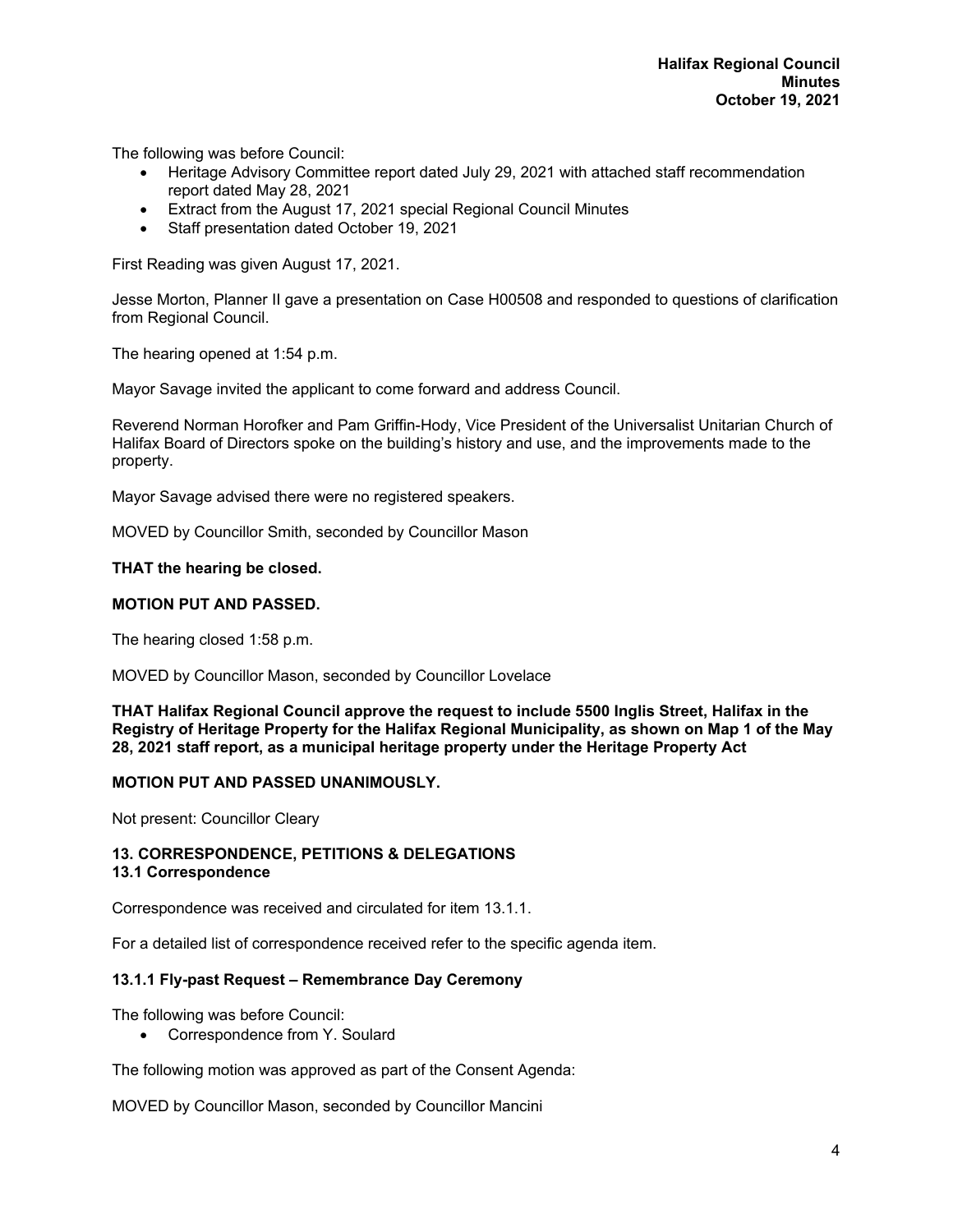The following was before Council:

- Heritage Advisory Committee report dated July 29, 2021 with attached staff recommendation report dated May 28, 2021
- Extract from the August 17, 2021 special Regional Council Minutes
- Staff presentation dated October 19, 2021

First Reading was given August 17, 2021.

Jesse Morton, Planner II gave a presentation on Case H00508 and responded to questions of clarification from Regional Council.

The hearing opened at 1:54 p.m.

Mayor Savage invited the applicant to come forward and address Council.

Reverend Norman Horofker and Pam Griffin-Hody, Vice President of the Universalist Unitarian Church of Halifax Board of Directors spoke on the building's history and use, and the improvements made to the property.

Mayor Savage advised there were no registered speakers.

MOVED by Councillor Smith, seconded by Councillor Mason

**THAT the hearing be closed.**

**MOTION PUT AND PASSED.**

The hearing closed 1:58 p.m.

MOVED by Councillor Mason, seconded by Councillor Lovelace

**THAT Halifax Regional Council approve the request to include 5500 Inglis Street, Halifax in the Registry of Heritage Property for the Halifax Regional Municipality, as shown on Map 1 of the May 28, 2021 staff report, as a municipal heritage property under the Heritage Property Act**

**MOTION PUT AND PASSED UNANIMOUSLY.**

Not present: Councillor Cleary

### 13. CORRESPONDENCE, PETITIONS & DELEGATIONS
### 13.1 Correspondence

Correspondence was received and circulated for item 13.1.1.

For a detailed list of correspondence received refer to the specific agenda item.

#### 13.1.1 Fly-past Request – Remembrance Day Ceremony

The following was before Council:

- Correspondence from Y. Soulard

The following motion was approved as part of the Consent Agenda:

MOVED by Councillor Mason, seconded by Councillor Mancini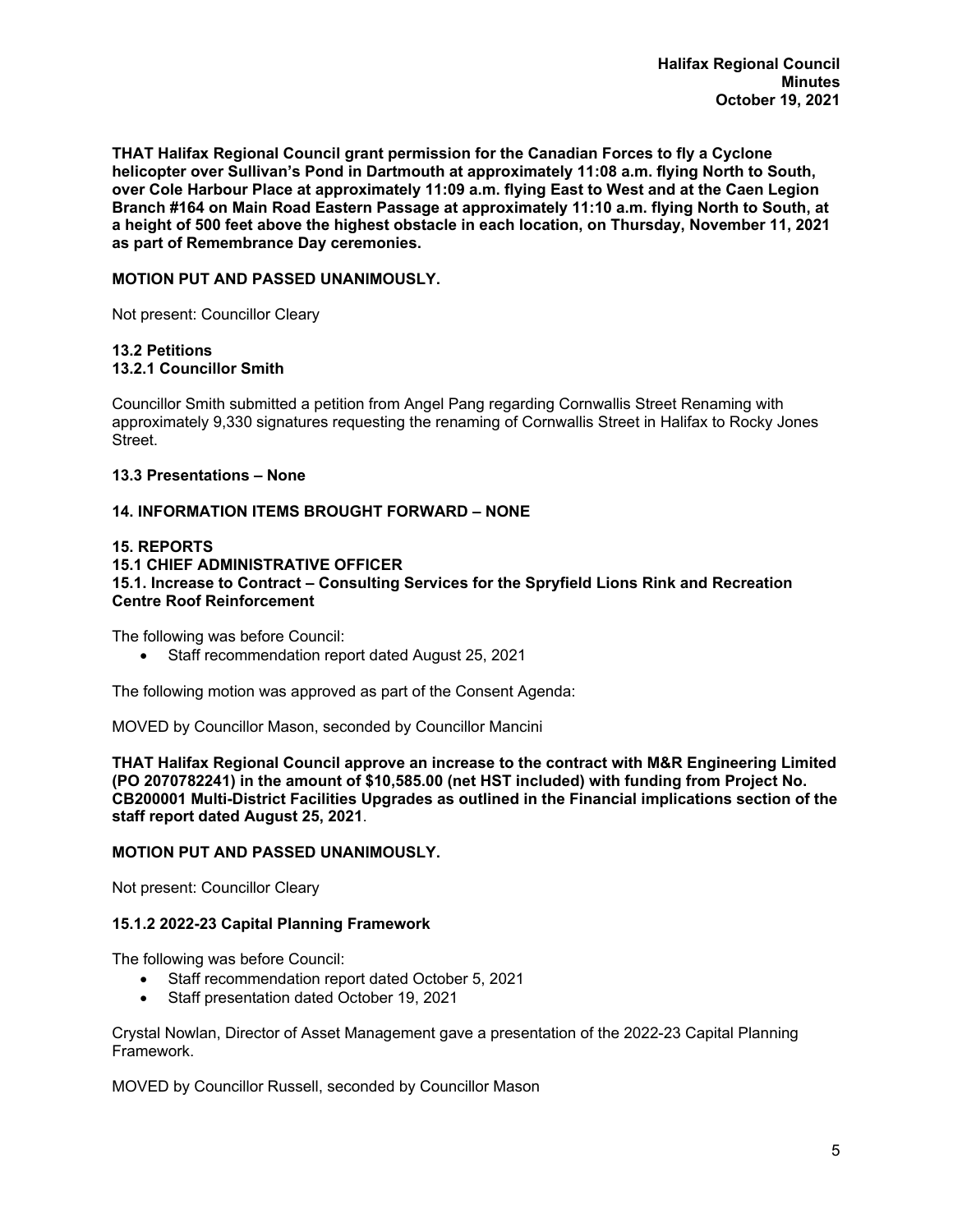**THAT Halifax Regional Council grant permission for the Canadian Forces to fly a Cyclone helicopter over Sullivan's Pond in Dartmouth at approximately 11:08 a.m. flying North to South, over Cole Harbour Place at approximately 11:09 a.m. flying East to West and at the Caen Legion Branch #164 on Main Road Eastern Passage at approximately 11:10 a.m. flying North to South, at a height of 500 feet above the highest obstacle in each location, on Thursday, November 11, 2021 as part of Remembrance Day ceremonies.**

**MOTION PUT AND PASSED UNANIMOUSLY.**

Not present: Councillor Cleary

### 13.2 Petitions
#### 13.2.1 Councillor Smith

Councillor Smith submitted a petition from Angel Pang regarding Cornwallis Street Renaming with approximately 9,330 signatures requesting the renaming of Cornwallis Street in Halifax to Rocky Jones Street.

### 13.3 Presentations – None

## 14. INFORMATION ITEMS BROUGHT FORWARD – NONE

## 15. REPORTS
### 15.1 CHIEF ADMINISTRATIVE OFFICER
#### 15.1. Increase to Contract – Consulting Services for the Spryfield Lions Rink and Recreation Centre Roof Reinforcement

The following was before Council:

- Staff recommendation report dated August 25, 2021

The following motion was approved as part of the Consent Agenda:

MOVED by Councillor Mason, seconded by Councillor Mancini

**THAT Halifax Regional Council approve an increase to the contract with M&R Engineering Limited (PO 2070782241) in the amount of $10,585.00 (net HST included) with funding from Project No. CB200001 Multi-District Facilities Upgrades as outlined in the Financial implications section of the staff report dated August 25, 2021**.

**MOTION PUT AND PASSED UNANIMOUSLY.**

Not present: Councillor Cleary

#### 15.1.2 2022-23 Capital Planning Framework

The following was before Council:

- Staff recommendation report dated October 5, 2021
- Staff presentation dated October 19, 2021

Crystal Nowlan, Director of Asset Management gave a presentation of the 2022-23 Capital Planning Framework.

MOVED by Councillor Russell, seconded by Councillor Mason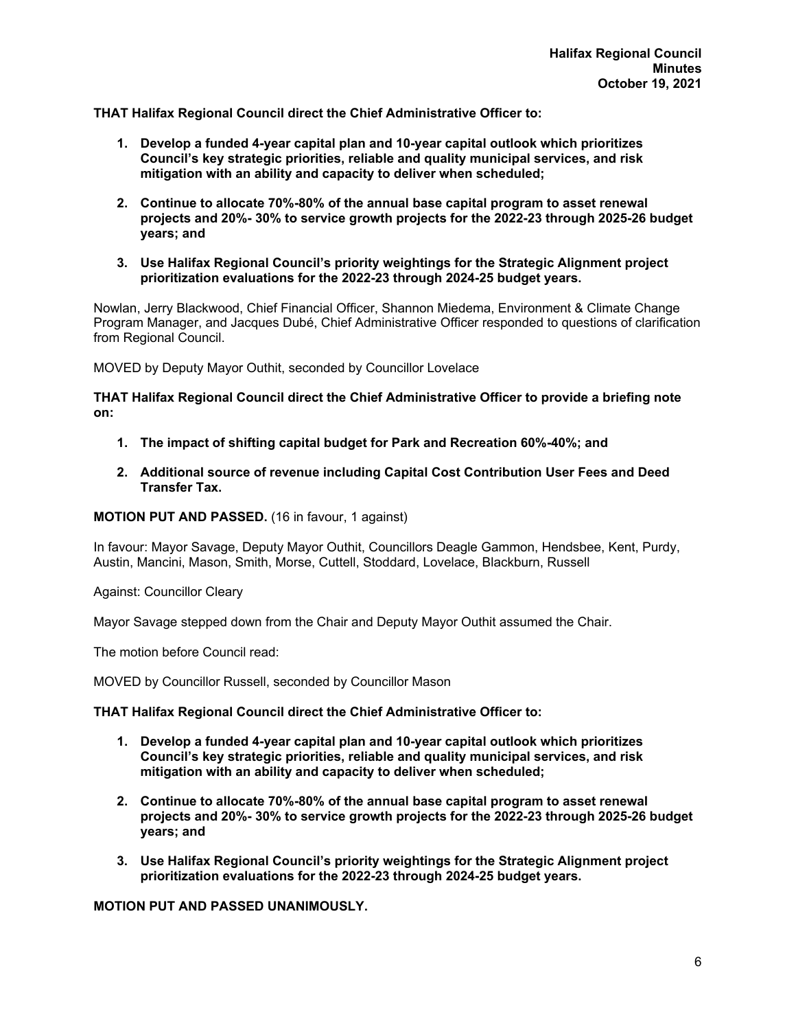**THAT Halifax Regional Council direct the Chief Administrative Officer to:**

1. **Develop a funded 4-year capital plan and 10-year capital outlook which prioritizes Council's key strategic priorities, reliable and quality municipal services, and risk mitigation with an ability and capacity to deliver when scheduled;**

2. **Continue to allocate 70%-80% of the annual base capital program to asset renewal projects and 20%- 30% to service growth projects for the 2022-23 through 2025-26 budget years; and**

3. **Use Halifax Regional Council's priority weightings for the Strategic Alignment project prioritization evaluations for the 2022-23 through 2024-25 budget years.**

Nowlan, Jerry Blackwood, Chief Financial Officer, Shannon Miedema, Environment & Climate Change Program Manager, and Jacques Dubé, Chief Administrative Officer responded to questions of clarification from Regional Council.

MOVED by Deputy Mayor Outhit, seconded by Councillor Lovelace

**THAT Halifax Regional Council direct the Chief Administrative Officer to provide a briefing note on:**

1. **The impact of shifting capital budget for Park and Recreation 60%-40%; and**

2. **Additional source of revenue including Capital Cost Contribution User Fees and Deed Transfer Tax.**

**MOTION PUT AND PASSED.** (16 in favour, 1 against)

In favour: Mayor Savage, Deputy Mayor Outhit, Councillors Deagle Gammon, Hendsbee, Kent, Purdy, Austin, Mancini, Mason, Smith, Morse, Cuttell, Stoddard, Lovelace, Blackburn, Russell

Against: Councillor Cleary

Mayor Savage stepped down from the Chair and Deputy Mayor Outhit assumed the Chair.

The motion before Council read:

MOVED by Councillor Russell, seconded by Councillor Mason

**THAT Halifax Regional Council direct the Chief Administrative Officer to:**

1. **Develop a funded 4-year capital plan and 10-year capital outlook which prioritizes Council's key strategic priorities, reliable and quality municipal services, and risk mitigation with an ability and capacity to deliver when scheduled;**

2. **Continue to allocate 70%-80% of the annual base capital program to asset renewal projects and 20%- 30% to service growth projects for the 2022-23 through 2025-26 budget years; and**

3. **Use Halifax Regional Council's priority weightings for the Strategic Alignment project prioritization evaluations for the 2022-23 through 2024-25 budget years.**

**MOTION PUT AND PASSED UNANIMOUSLY.**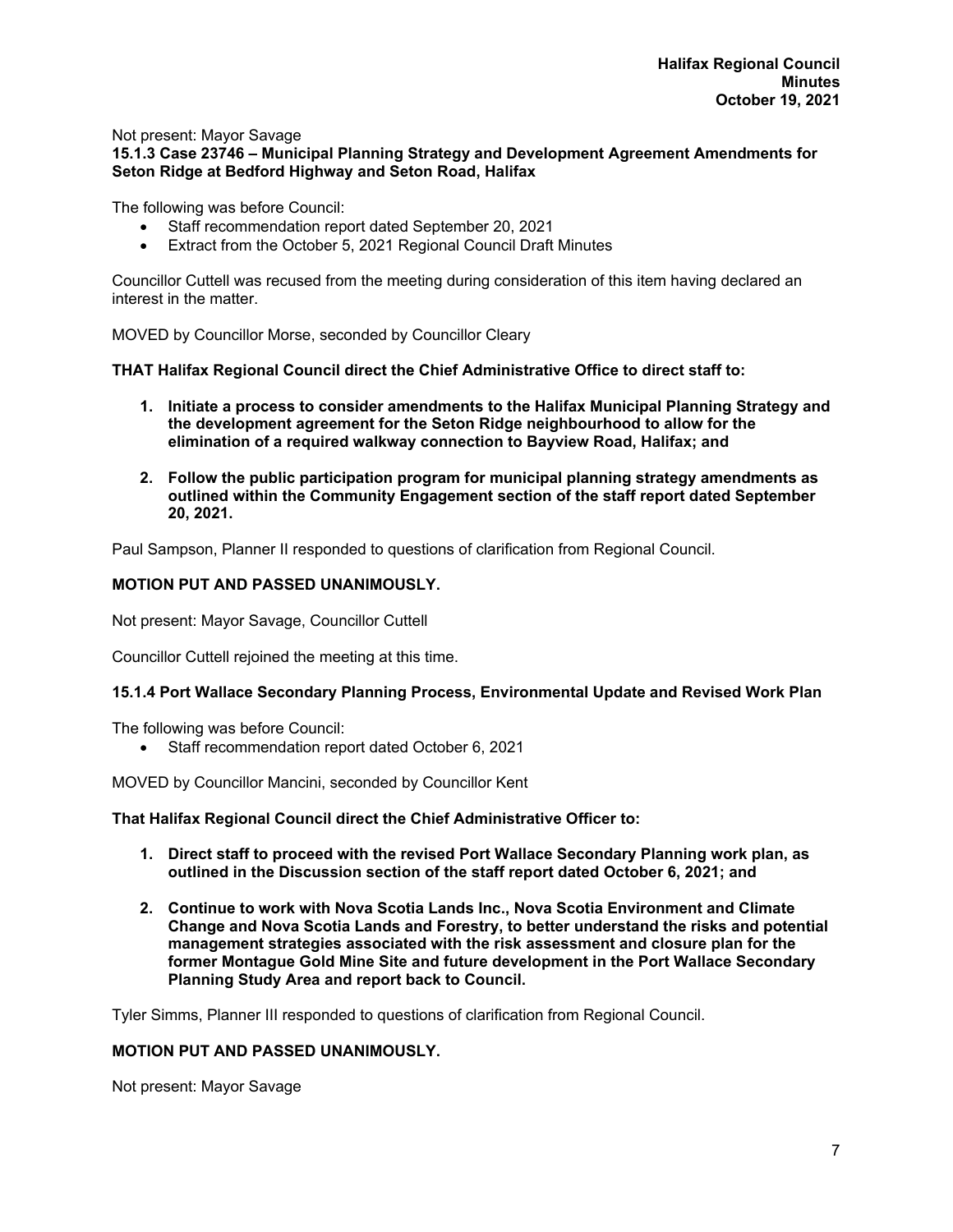Not present: Mayor Savage

**15.1.3 Case 23746 – Municipal Planning Strategy and Development Agreement Amendments for Seton Ridge at Bedford Highway and Seton Road, Halifax**

The following was before Council:

- Staff recommendation report dated September 20, 2021
- Extract from the October 5, 2021 Regional Council Draft Minutes

Councillor Cuttell was recused from the meeting during consideration of this item having declared an interest in the matter.

MOVED by Councillor Morse, seconded by Councillor Cleary

**THAT Halifax Regional Council direct the Chief Administrative Office to direct staff to:**

1. **Initiate a process to consider amendments to the Halifax Municipal Planning Strategy and the development agreement for the Seton Ridge neighbourhood to allow for the elimination of a required walkway connection to Bayview Road, Halifax; and**
2. **Follow the public participation program for municipal planning strategy amendments as outlined within the Community Engagement section of the staff report dated September 20, 2021.**

Paul Sampson, Planner II responded to questions of clarification from Regional Council.

**MOTION PUT AND PASSED UNANIMOUSLY.**

Not present: Mayor Savage, Councillor Cuttell

Councillor Cuttell rejoined the meeting at this time.

**15.1.4 Port Wallace Secondary Planning Process, Environmental Update and Revised Work Plan**

The following was before Council:

- Staff recommendation report dated October 6, 2021

MOVED by Councillor Mancini, seconded by Councillor Kent

**That Halifax Regional Council direct the Chief Administrative Officer to:**

1. **Direct staff to proceed with the revised Port Wallace Secondary Planning work plan, as outlined in the Discussion section of the staff report dated October 6, 2021; and**
2. **Continue to work with Nova Scotia Lands Inc., Nova Scotia Environment and Climate Change and Nova Scotia Lands and Forestry, to better understand the risks and potential management strategies associated with the risk assessment and closure plan for the former Montague Gold Mine Site and future development in the Port Wallace Secondary Planning Study Area and report back to Council.**

Tyler Simms, Planner III responded to questions of clarification from Regional Council.

**MOTION PUT AND PASSED UNANIMOUSLY.**

Not present: Mayor Savage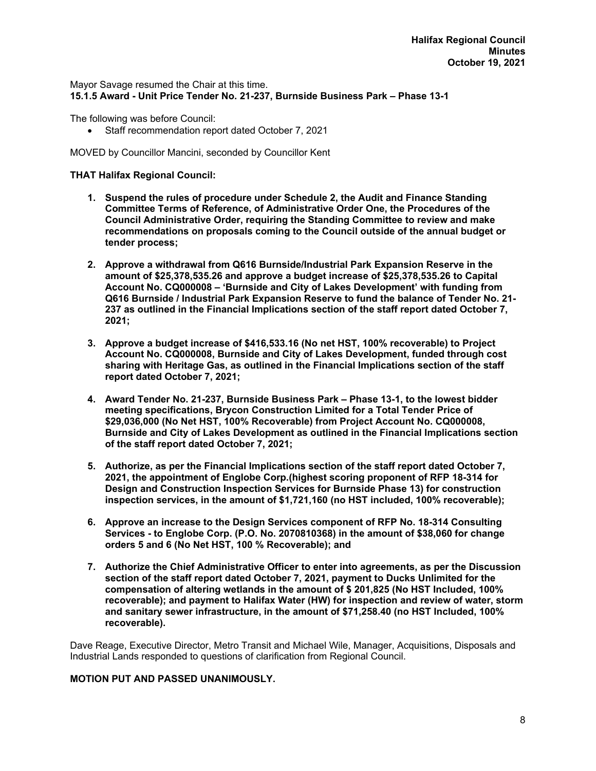Mayor Savage resumed the Chair at this time.

**15.1.5 Award - Unit Price Tender No. 21-237, Burnside Business Park – Phase 13-1**

The following was before Council:

- Staff recommendation report dated October 7, 2021

MOVED by Councillor Mancini, seconded by Councillor Kent

**THAT Halifax Regional Council:**

1. **Suspend the rules of procedure under Schedule 2, the Audit and Finance Standing Committee Terms of Reference, of Administrative Order One, the Procedures of the Council Administrative Order, requiring the Standing Committee to review and make recommendations on proposals coming to the Council outside of the annual budget or tender process;**

2. **Approve a withdrawal from Q616 Burnside/Industrial Park Expansion Reserve in the amount of $25,378,535.26 and approve a budget increase of $25,378,535.26 to Capital Account No. CQ000008 – 'Burnside and City of Lakes Development' with funding from Q616 Burnside / Industrial Park Expansion Reserve to fund the balance of Tender No. 21-237 as outlined in the Financial Implications section of the staff report dated October 7, 2021;**

3. **Approve a budget increase of $416,533.16 (No net HST, 100% recoverable) to Project Account No. CQ000008, Burnside and City of Lakes Development, funded through cost sharing with Heritage Gas, as outlined in the Financial Implications section of the staff report dated October 7, 2021;**

4. **Award Tender No. 21-237, Burnside Business Park – Phase 13-1, to the lowest bidder meeting specifications, Brycon Construction Limited for a Total Tender Price of $29,036,000 (No Net HST, 100% Recoverable) from Project Account No. CQ000008, Burnside and City of Lakes Development as outlined in the Financial Implications section of the staff report dated October 7, 2021;**

5. **Authorize, as per the Financial Implications section of the staff report dated October 7, 2021, the appointment of Englobe Corp.(highest scoring proponent of RFP 18-314 for Design and Construction Inspection Services for Burnside Phase 13) for construction inspection services, in the amount of $1,721,160 (no HST included, 100% recoverable);**

6. **Approve an increase to the Design Services component of RFP No. 18-314 Consulting Services - to Englobe Corp. (P.O. No. 2070810368) in the amount of $38,060 for change orders 5 and 6 (No Net HST, 100 % Recoverable); and**

7. **Authorize the Chief Administrative Officer to enter into agreements, as per the Discussion section of the staff report dated October 7, 2021, payment to Ducks Unlimited for the compensation of altering wetlands in the amount of $ 201,825 (No HST Included, 100% recoverable); and payment to Halifax Water (HW) for inspection and review of water, storm and sanitary sewer infrastructure, in the amount of $71,258.40 (no HST Included, 100% recoverable).**

Dave Reage, Executive Director, Metro Transit and Michael Wile, Manager, Acquisitions, Disposals and Industrial Lands responded to questions of clarification from Regional Council.

**MOTION PUT AND PASSED UNANIMOUSLY.**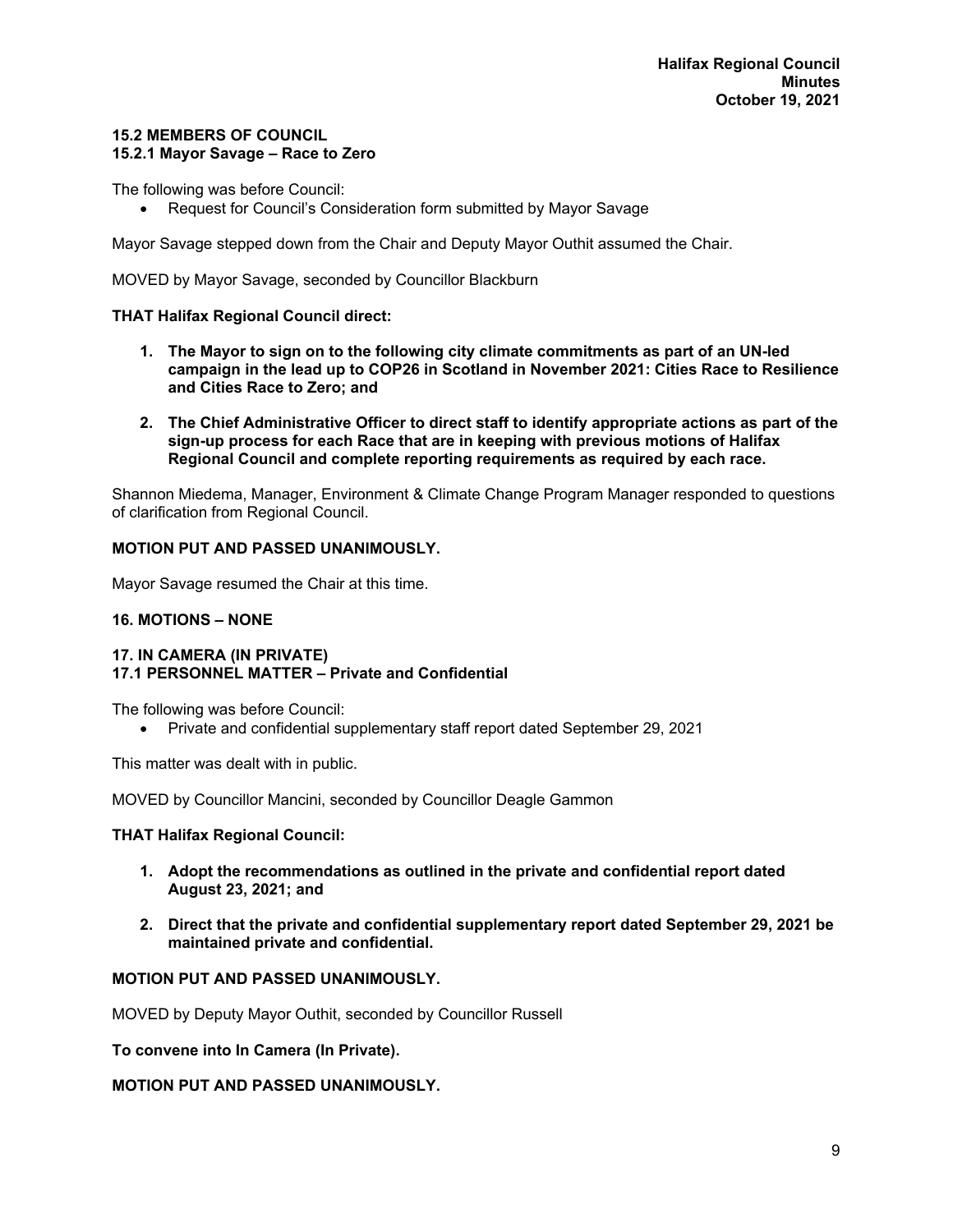### 15.2 MEMBERS OF COUNCIL
### 15.2.1 Mayor Savage – Race to Zero

The following was before Council:

- Request for Council's Consideration form submitted by Mayor Savage

Mayor Savage stepped down from the Chair and Deputy Mayor Outhit assumed the Chair.

MOVED by Mayor Savage, seconded by Councillor Blackburn

**THAT Halifax Regional Council direct:**

1. **The Mayor to sign on to the following city climate commitments as part of an UN-led campaign in the lead up to COP26 in Scotland in November 2021: Cities Race to Resilience and Cities Race to Zero; and**

2. **The Chief Administrative Officer to direct staff to identify appropriate actions as part of the sign-up process for each Race that are in keeping with previous motions of Halifax Regional Council and complete reporting requirements as required by each race.**

Shannon Miedema, Manager, Environment & Climate Change Program Manager responded to questions of clarification from Regional Council.

**MOTION PUT AND PASSED UNANIMOUSLY.**

Mayor Savage resumed the Chair at this time.

### 16. MOTIONS – NONE

### 17. IN CAMERA (IN PRIVATE)
### 17.1 PERSONNEL MATTER – Private and Confidential

The following was before Council:

- Private and confidential supplementary staff report dated September 29, 2021

This matter was dealt with in public.

MOVED by Councillor Mancini, seconded by Councillor Deagle Gammon

**THAT Halifax Regional Council:**

1. **Adopt the recommendations as outlined in the private and confidential report dated August 23, 2021; and**

2. **Direct that the private and confidential supplementary report dated September 29, 2021 be maintained private and confidential.**

**MOTION PUT AND PASSED UNANIMOUSLY.**

MOVED by Deputy Mayor Outhit, seconded by Councillor Russell

**To convene into In Camera (In Private).**

**MOTION PUT AND PASSED UNANIMOUSLY.**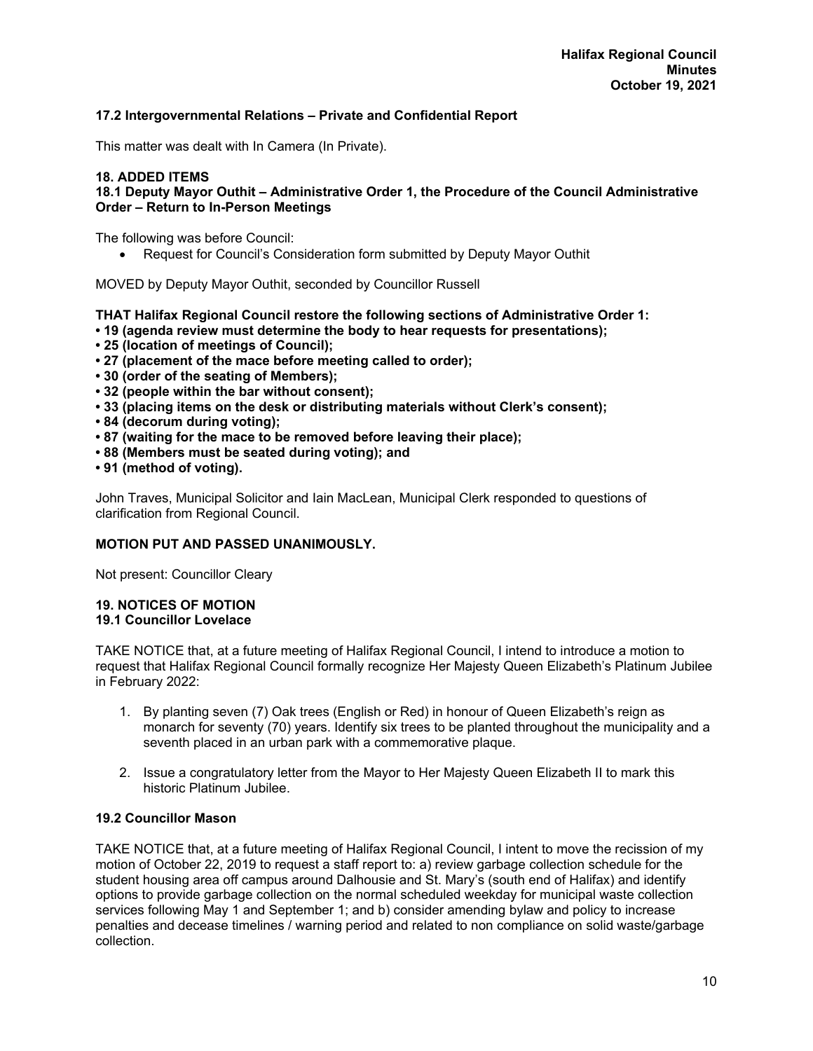### 17.2 Intergovernmental Relations – Private and Confidential Report

This matter was dealt with In Camera (In Private).

## 18. ADDED ITEMS

### 18.1 Deputy Mayor Outhit – Administrative Order 1, the Procedure of the Council Administrative Order – Return to In-Person Meetings

The following was before Council:

- Request for Council's Consideration form submitted by Deputy Mayor Outhit

MOVED by Deputy Mayor Outhit, seconded by Councillor Russell

**THAT Halifax Regional Council restore the following sections of Administrative Order 1:**
**• 19 (agenda review must determine the body to hear requests for presentations);**
**• 25 (location of meetings of Council);**
**• 27 (placement of the mace before meeting called to order);**
**• 30 (order of the seating of Members);**
**• 32 (people within the bar without consent);**
**• 33 (placing items on the desk or distributing materials without Clerk's consent);**
**• 84 (decorum during voting);**
**• 87 (waiting for the mace to be removed before leaving their place);**
**• 88 (Members must be seated during voting); and**
**• 91 (method of voting).**

John Traves, Municipal Solicitor and Iain MacLean, Municipal Clerk responded to questions of clarification from Regional Council.

**MOTION PUT AND PASSED UNANIMOUSLY.**

Not present: Councillor Cleary

## 19. NOTICES OF MOTION

### 19.1 Councillor Lovelace

TAKE NOTICE that, at a future meeting of Halifax Regional Council, I intend to introduce a motion to request that Halifax Regional Council formally recognize Her Majesty Queen Elizabeth's Platinum Jubilee in February 2022:

1. By planting seven (7) Oak trees (English or Red) in honour of Queen Elizabeth's reign as monarch for seventy (70) years. Identify six trees to be planted throughout the municipality and a seventh placed in an urban park with a commemorative plaque.

2. Issue a congratulatory letter from the Mayor to Her Majesty Queen Elizabeth II to mark this historic Platinum Jubilee.

### 19.2 Councillor Mason

TAKE NOTICE that, at a future meeting of Halifax Regional Council, I intent to move the recission of my motion of October 22, 2019 to request a staff report to: a) review garbage collection schedule for the student housing area off campus around Dalhousie and St. Mary's (south end of Halifax) and identify options to provide garbage collection on the normal scheduled weekday for municipal waste collection services following May 1 and September 1; and b) consider amending bylaw and policy to increase penalties and decease timelines / warning period and related to non compliance on solid waste/garbage collection.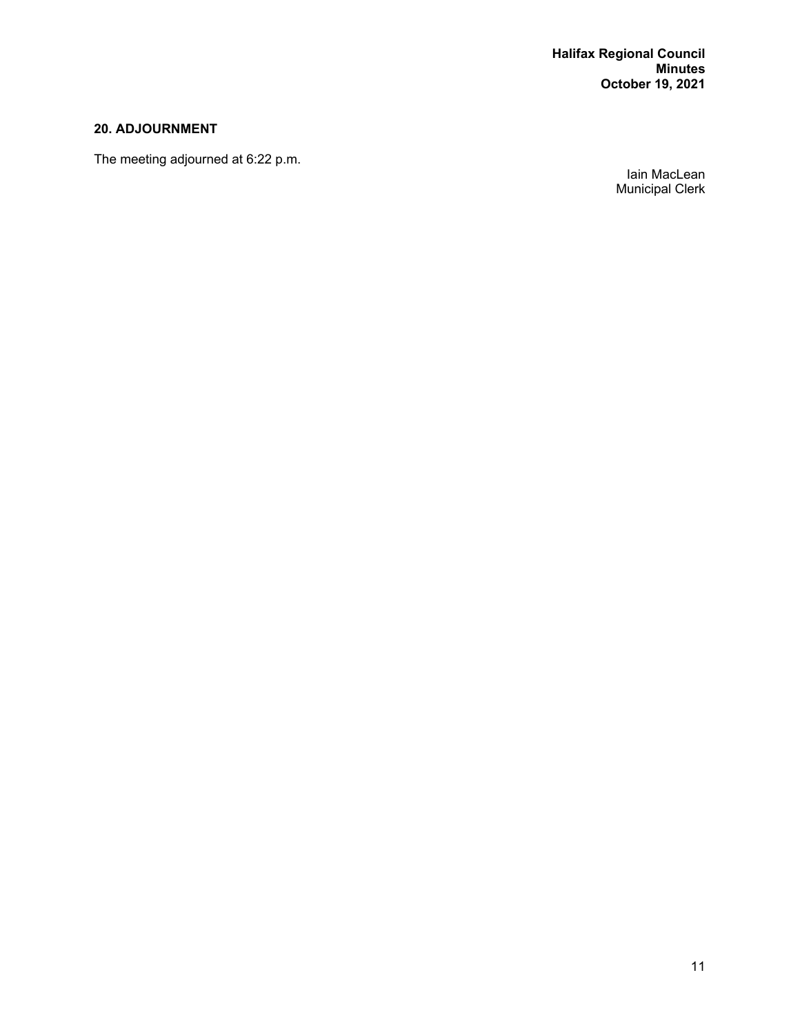## 20. ADJOURNMENT

The meeting adjourned at 6:22 p.m.

Iain MacLean
Municipal Clerk